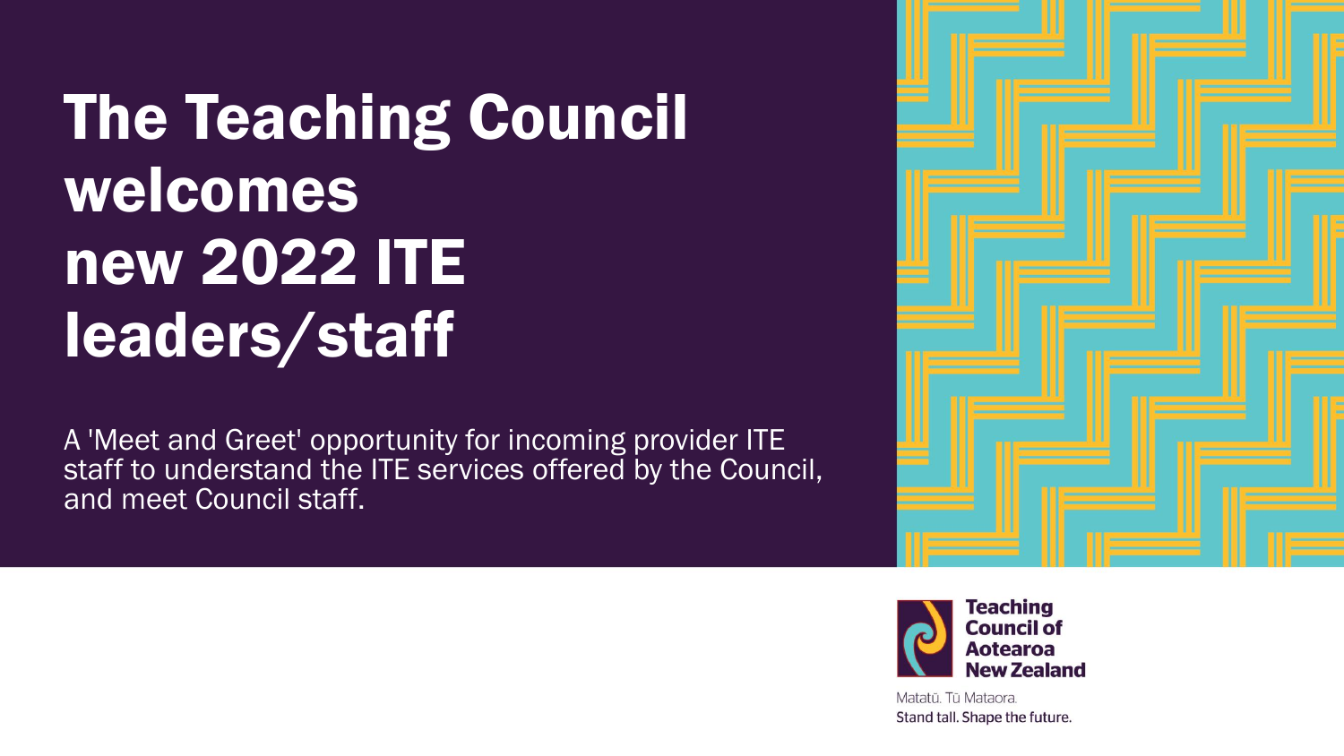# The Teaching Council welcomes new 2022 ITE leaders/staff

A 'Meet and Greet' opportunity for incoming provider ITE staff to understand the ITE services offered by the Council, and meet Council staff.

Teaching Council of Aotearoa New Zealand

Matatū. Tū Mataora.
Stand tall. Shape the future.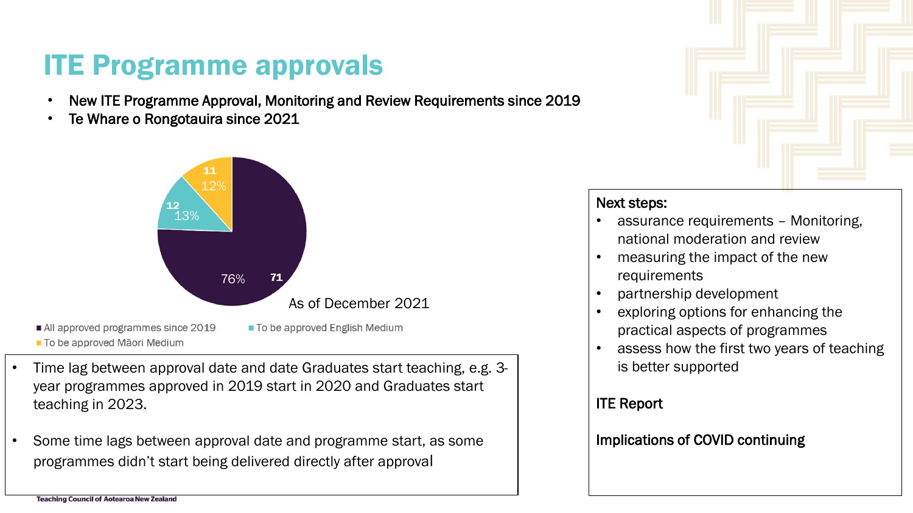# ITE Programme approvals

- New ITE Programme Approval, Monitoring and Review Requirements since 2019
- Te Whare o Rongotauira since 2021

| Category | Number | Percentage |
| --- | --- | --- |
| All approved programmes since 2019 | 71 | 76% |
| To be approved English Medium | 12 | 13% |
| To be approved Māori Medium | 11 | 12% |

As of December 2021

- Time lag between approval date and date Graduates start teaching, e.g. 3-year programmes approved in 2019 start in 2020 and Graduates start teaching in 2023.
- Some time lags between approval date and programme start, as some programmes didn't start being delivered directly after approval

Next steps:

- assurance requirements – Monitoring, national moderation and review
- measuring the impact of the new requirements
- partnership development
- exploring options for enhancing the practical aspects of programmes
- assess how the first two years of teaching is better supported

ITE Report

Implications of COVID continuing

Teaching Council of Aotearoa New Zealand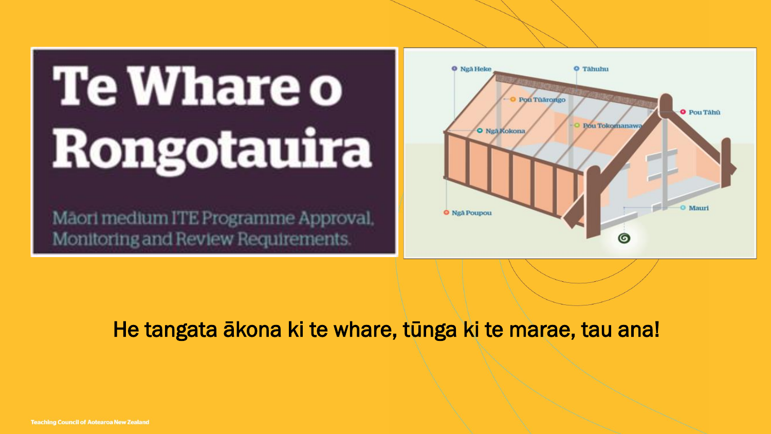# Te Whare o Rongotauira

Māori medium ITE Programme Approval, Monitoring and Review Requirements.

Ngā Heke

Tāhuhu

Pou Tūārongo

Pou Tāhū

Ngā Kokona

Pou Tokomanawa

Ngā Poupou

Mauri

He tangata ākona ki te whare, tūnga ki te marae, tau ana!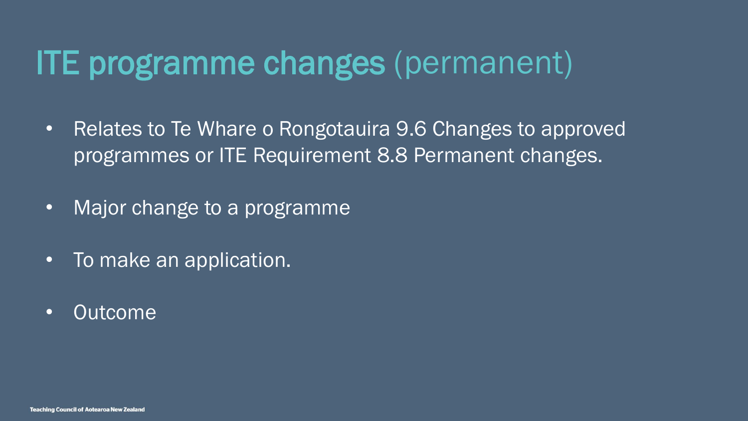# ITE programme changes (permanent)

- Relates to Te Whare o Rongotauira 9.6 Changes to approved programmes or ITE Requirement 8.8 Permanent changes.
- Major change to a programme
- To make an application.
- Outcome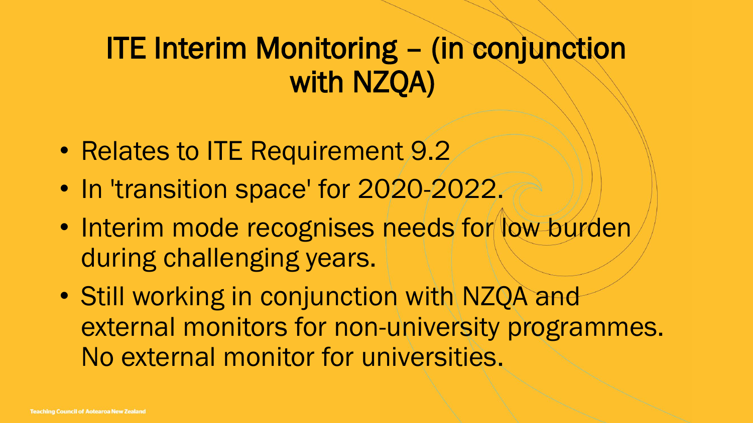# ITE Interim Monitoring – (in conjunction with NZQA)

- Relates to ITE Requirement 9.2
- In 'transition space' for 2020-2022.
- Interim mode recognises needs for low burden during challenging years.
- Still working in conjunction with NZQA and external monitors for non-university programmes. No external monitor for universities.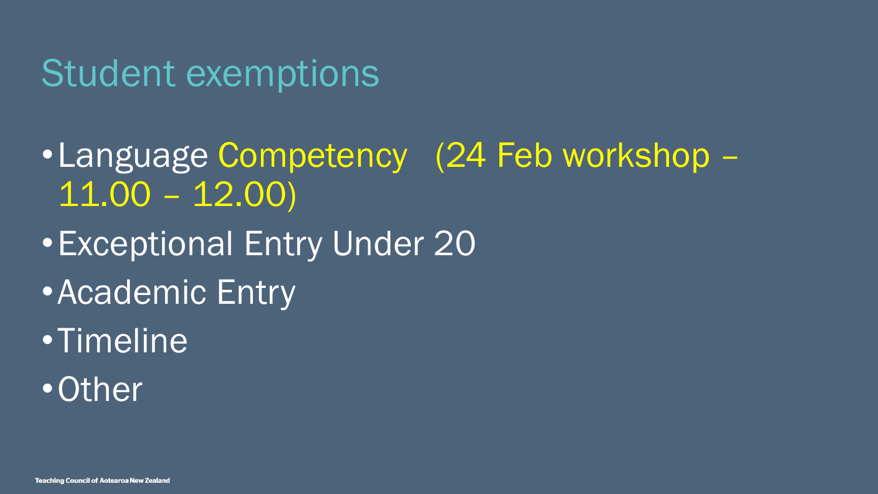# Student exemptions

- Language Competency (24 Feb workshop – 11.00 – 12.00)
- Exceptional Entry Under 20
- Academic Entry
- Timeline
- Other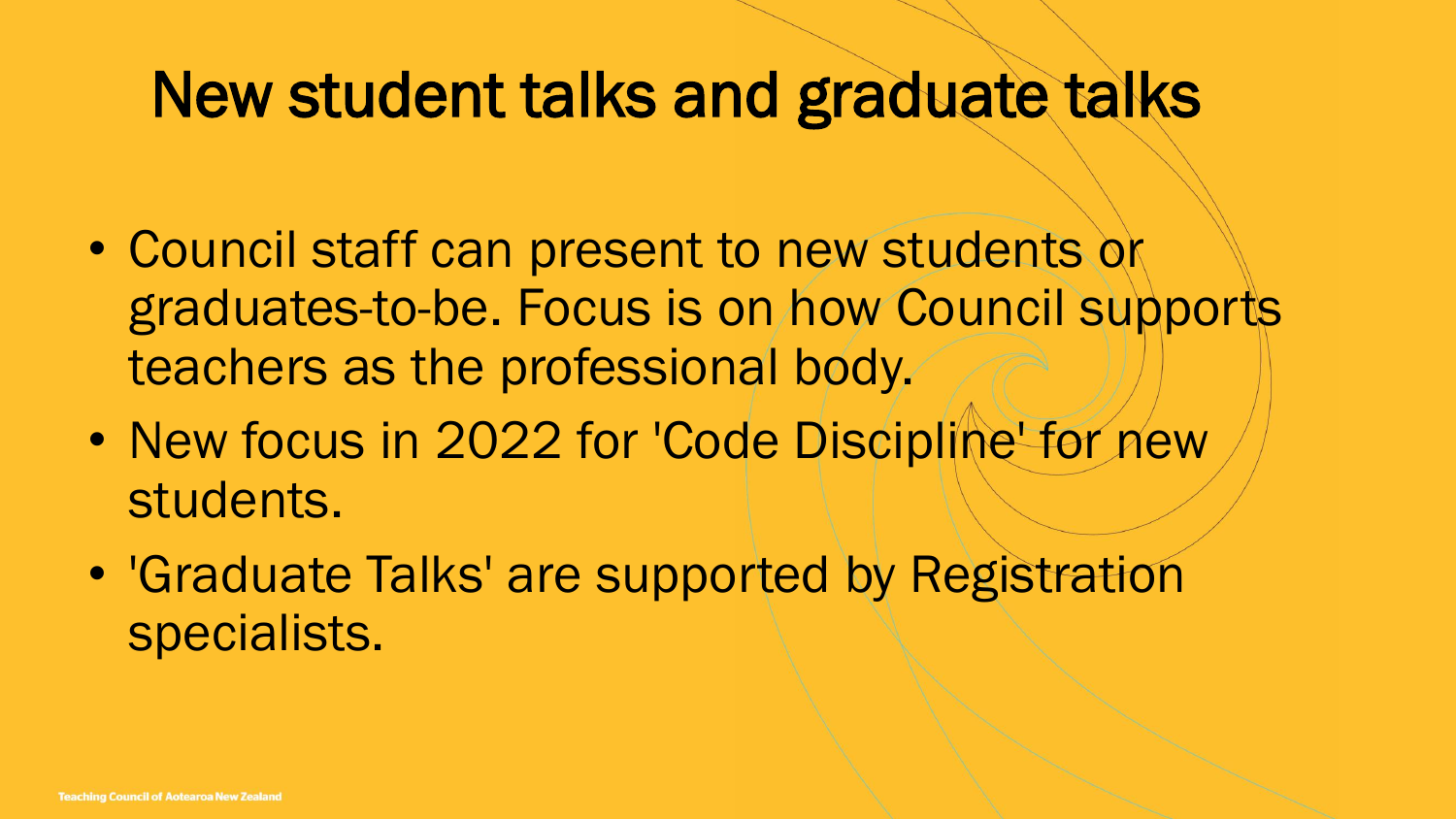# New student talks and graduate talks

- Council staff can present to new students or graduates-to-be. Focus is on how Council supports teachers as the professional body.
- New focus in 2022 for 'Code Discipline' for new students.
- 'Graduate Talks' are supported by Registration specialists.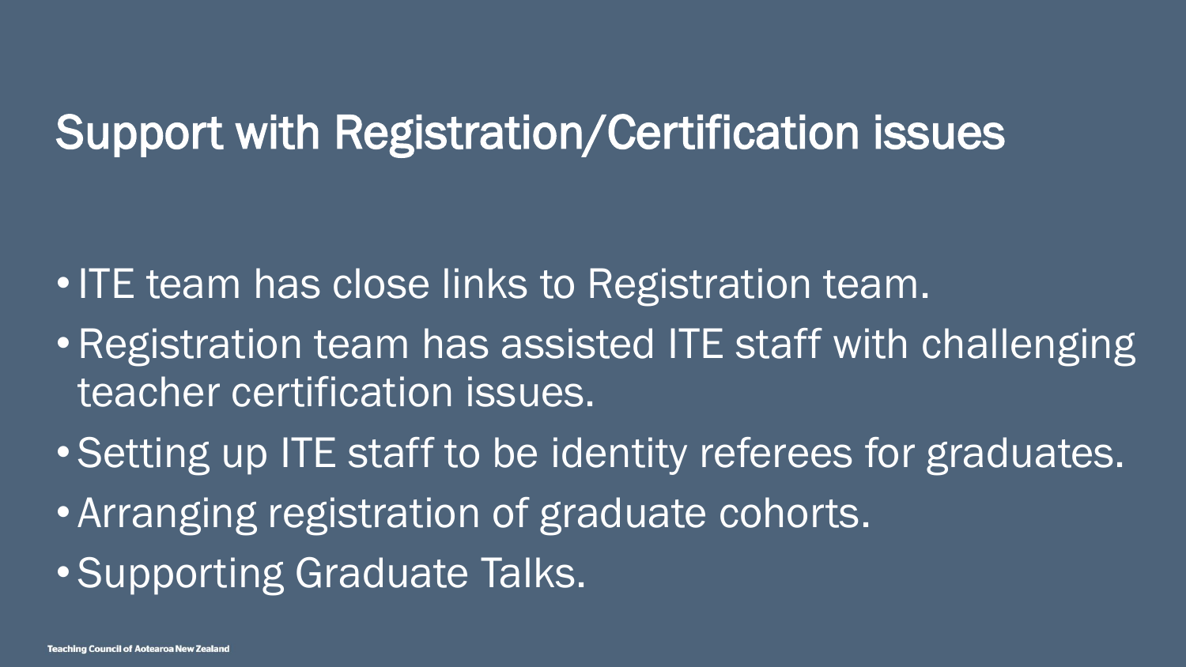# Support with Registration/Certification issues

- ITE team has close links to Registration team.
- Registration team has assisted ITE staff with challenging teacher certification issues.
- Setting up ITE staff to be identity referees for graduates.
- Arranging registration of graduate cohorts.
- Supporting Graduate Talks.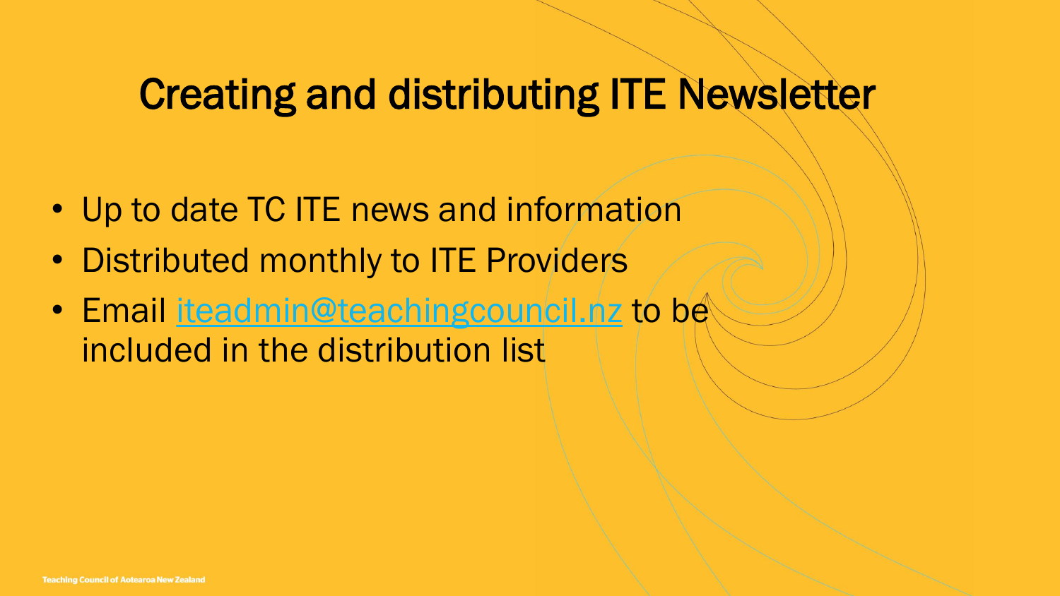# Creating and distributing ITE Newsletter

- Up to date TC ITE news and information
- Distributed monthly to ITE Providers
- Email [iteadmin@teachingcouncil.nz](mailto:iteadmin@teachingcouncil.nz) to be included in the distribution list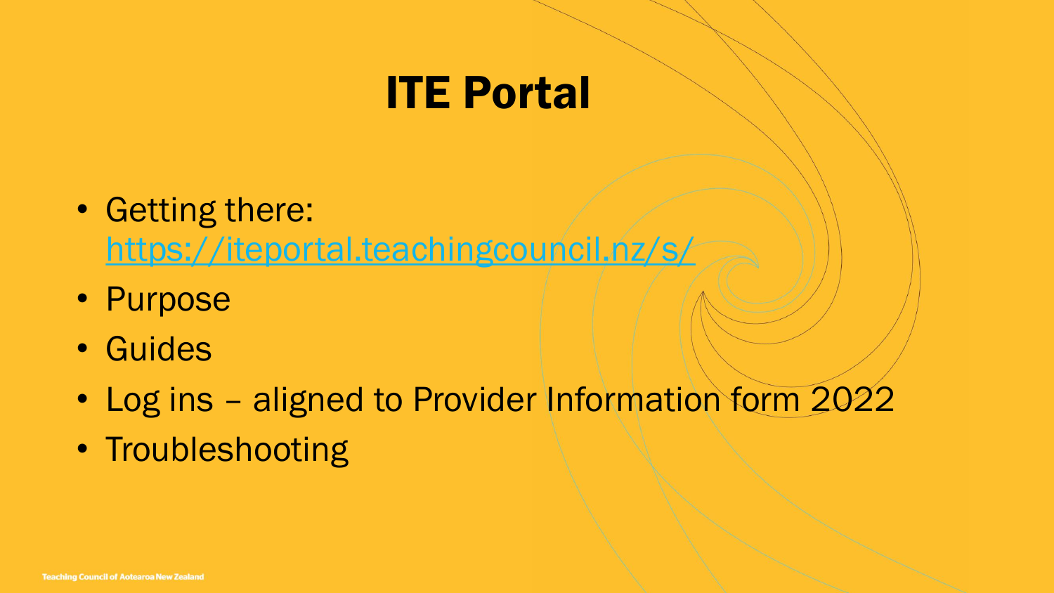# ITE Portal

- Getting there: https://iteportal.teachingcouncil.nz/s/
- Purpose
- Guides
- Log ins – aligned to Provider Information form 2022
- Troubleshooting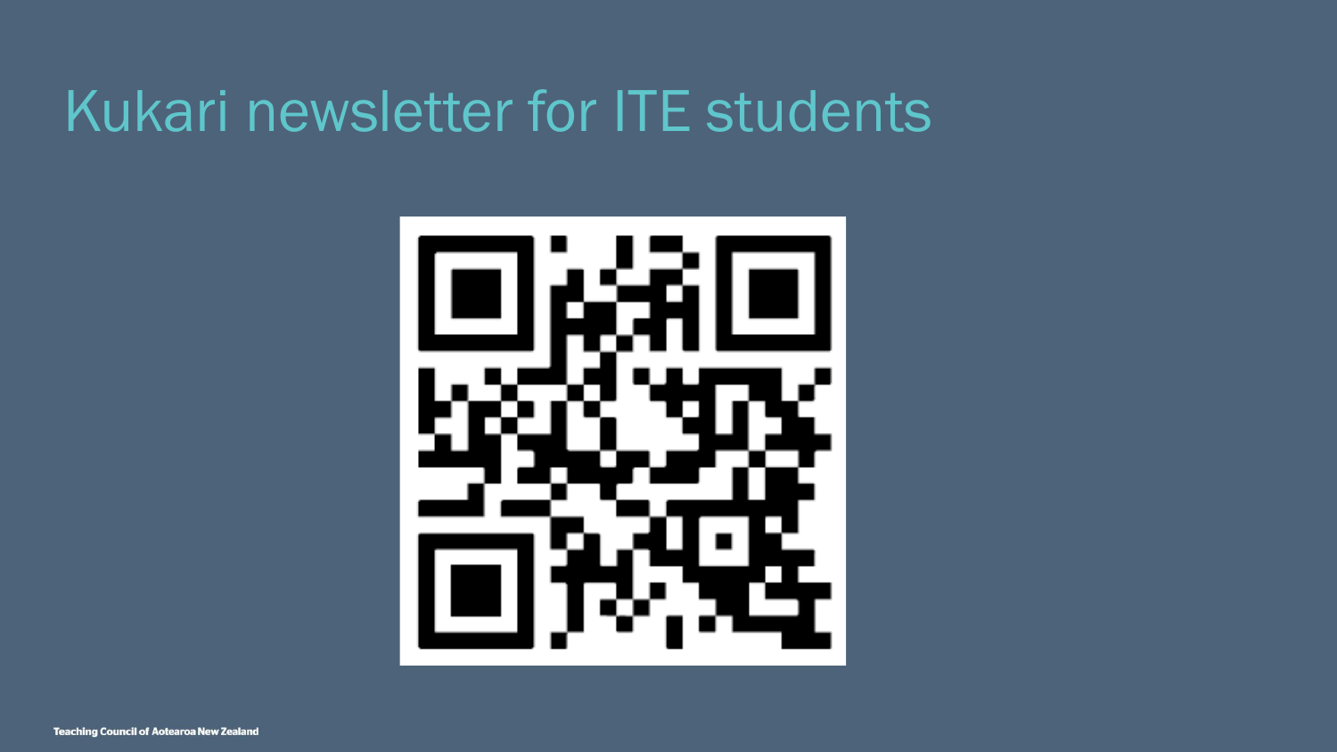# Kukari newsletter for ITE students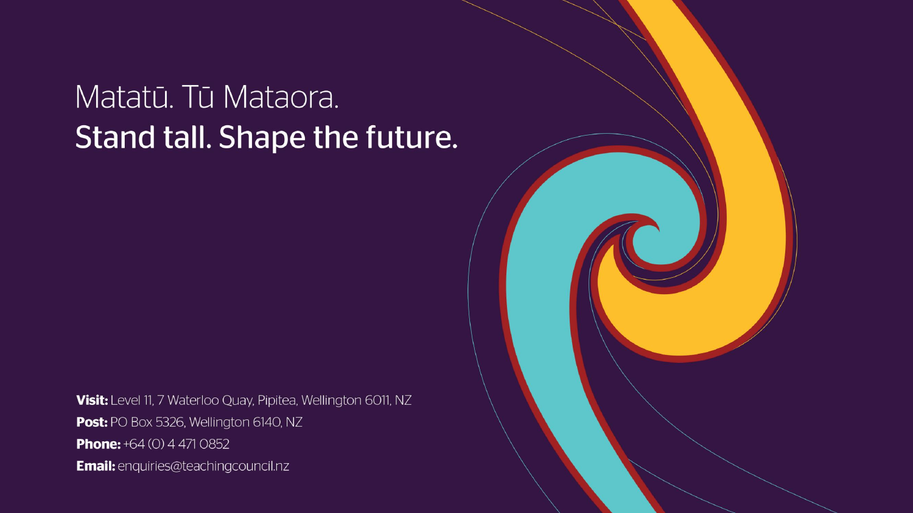Matatū. Tū Mataora.

**Stand tall. Shape the future.**

**Visit:** Level 11, 7 Waterloo Quay, Pipitea, Wellington 6011, NZ

**Post:** PO Box 5326, Wellington 6140, NZ

**Phone:** +64 (0) 4 471 0852

**Email:** enquiries@teachingcouncil.nz